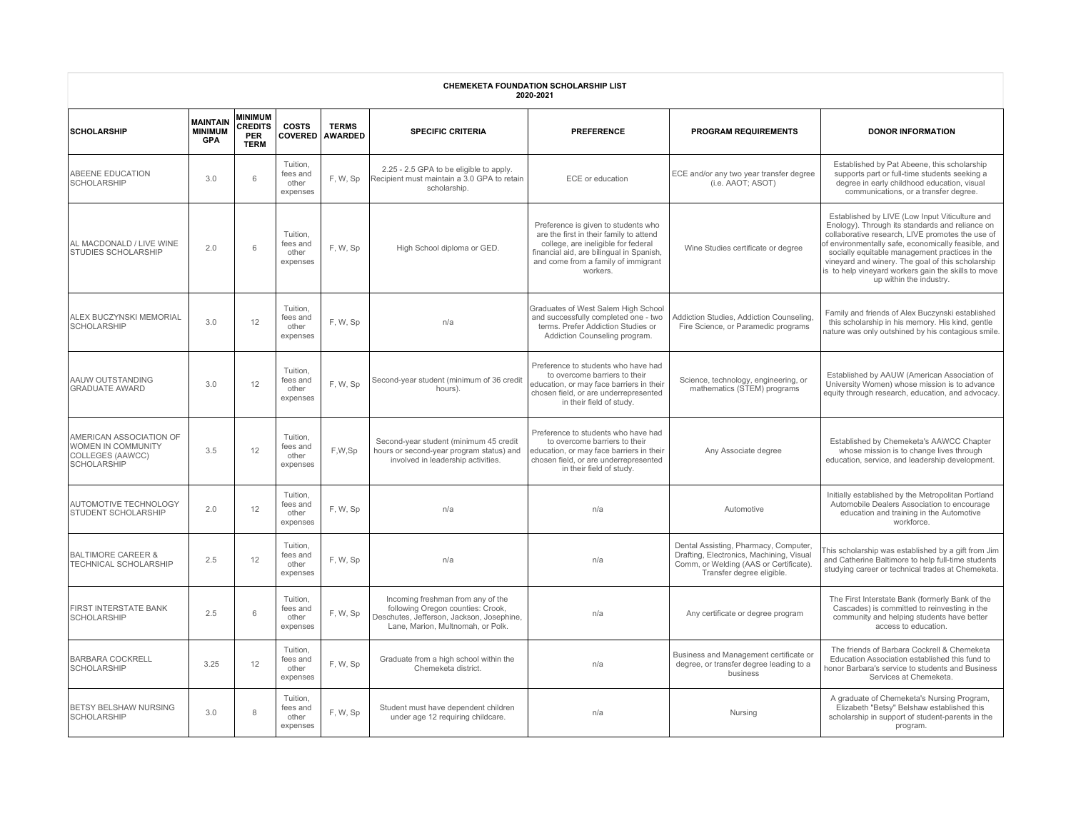# CHEMEKETA FOUNDATION SCHOLARSHIP LIST
## 2020-2021

| SCHOLARSHIP | MAINTAIN MINIMUM GPA | MINIMUM CREDITS PER TERM | COSTS COVERED | TERMS AWARDED | SPECIFIC CRITERIA | PREFERENCE | PROGRAM REQUIREMENTS | DONOR INFORMATION |
|---|---|---|---|---|---|---|---|---|
| ABEENE EDUCATION SCHOLARSHIP | 3.0 | 6 | Tuition, fees and other expenses | F, W, Sp | 2.25 - 2.5 GPA to be eligible to apply. Recipient must maintain a 3.0 GPA to retain scholarship. | ECE or education | ECE and/or any two year transfer degree (i.e. AAOT; ASOT) | Established by Pat Abeene, this scholarship supports part or full-time students seeking a degree in early childhood education, visual communications, or a transfer degree. |
| AL MACDONALD / LIVE WINE STUDIES SCHOLARSHIP | 2.0 | 6 | Tuition, fees and other expenses | F, W, Sp | High School diploma or GED. | Preference is given to students who are the first in their family to attend college, are ineligible for federal financial aid, are bilingual in Spanish, and come from a family of immigrant workers. | Wine Studies certificate or degree | Established by LIVE (Low Input Viticulture and Enology). Through its standards and reliance on collaborative research, LIVE promotes the use of of environmentally safe, economically feasible, and socially equitable management practices in the vineyard and winery. The goal of this scholarship is to help vineyard workers gain the skills to move up within the industry. |
| ALEX BUCZYNSKI MEMORIAL SCHOLARSHIP | 3.0 | 12 | Tuition, fees and other expenses | F, W, Sp | n/a | Graduates of West Salem High School and successfully completed one - two terms. Prefer Addiction Studies or Addiction Counseling program. | Addiction Studies, Addiction Counseling, Fire Science, or Paramedic programs | Family and friends of Alex Buczynski established this scholarship in his memory. His kind, gentle nature was only outshined by his contagious smile. |
| AAUW OUTSTANDING GRADUATE AWARD | 3.0 | 12 | Tuition, fees and other expenses | F, W, Sp | Second-year student (minimum of 36 credit hours). | Preference to students who have had to overcome barriers to their education, or may face barriers in their chosen field, or are underrepresented in their field of study. | Science, technology, engineering, or mathematics (STEM) programs | Established by AAUW (American Association of University Women) whose mission is to advance equity through research, education, and advocacy. |
| AMERICAN ASSOCIATION OF WOMEN IN COMMUNITY COLLEGES (AAWCC) SCHOLARSHIP | 3.5 | 12 | Tuition, fees and other expenses | F,W,Sp | Second-year student (minimum 45 credit hours or second-year program status) and involved in leadership activities. | Preference to students who have had to overcome barriers to their education, or may face barriers in their chosen field, or are underrepresented in their field of study. | Any Associate degree | Established by Chemeketa's AAWCC Chapter whose mission is to change lives through education, service, and leadership development. |
| AUTOMOTIVE TECHNOLOGY STUDENT SCHOLARSHIP | 2.0 | 12 | Tuition, fees and other expenses | F, W, Sp | n/a | n/a | Automotive | Initially established by the Metropolitan Portland Automobile Dealers Association to encourage education and training in the Automotive workforce. |
| BALTIMORE CAREER & TECHNICAL SCHOLARSHIP | 2.5 | 12 | Tuition, fees and other expenses | F, W, Sp | n/a | n/a | Dental Assisting, Pharmacy, Computer, Drafting, Electronics, Machining, Visual Comm, or Welding (AAS or Certificate). Transfer degree eligible. | This scholarship was established by a gift from Jim and Catherine Baltimore to help full-time students studying career or technical trades at Chemeketa. |
| FIRST INTERSTATE BANK SCHOLARSHIP | 2.5 | 6 | Tuition, fees and other expenses | F, W, Sp | Incoming freshman from any of the following Oregon counties: Crook, Deschutes, Jefferson, Jackson, Josephine, Lane, Marion, Multnomah, or Polk. | n/a | Any certificate or degree program | The First Interstate Bank (formerly Bank of the Cascades) is committed to reinvesting in the community and helping students have better access to education. |
| BARBARA COCKRELL SCHOLARSHIP | 3.25 | 12 | Tuition, fees and other expenses | F, W, Sp | Graduate from a high school within the Chemeketa district. | n/a | Business and Management certificate or degree, or transfer degree leading to a business | The friends of Barbara Cockrell & Chemeketa Education Association established this fund to honor Barbara's service to students and Business Services at Chemeketa. |
| BETSY BELSHAW NURSING SCHOLARSHIP | 3.0 | 8 | Tuition, fees and other expenses | F, W, Sp | Student must have dependent children under age 12 requiring childcare. | n/a | Nursing | A graduate of Chemeketa's Nursing Program, Elizabeth "Betsy" Belshaw established this scholarship in support of student-parents in the program. |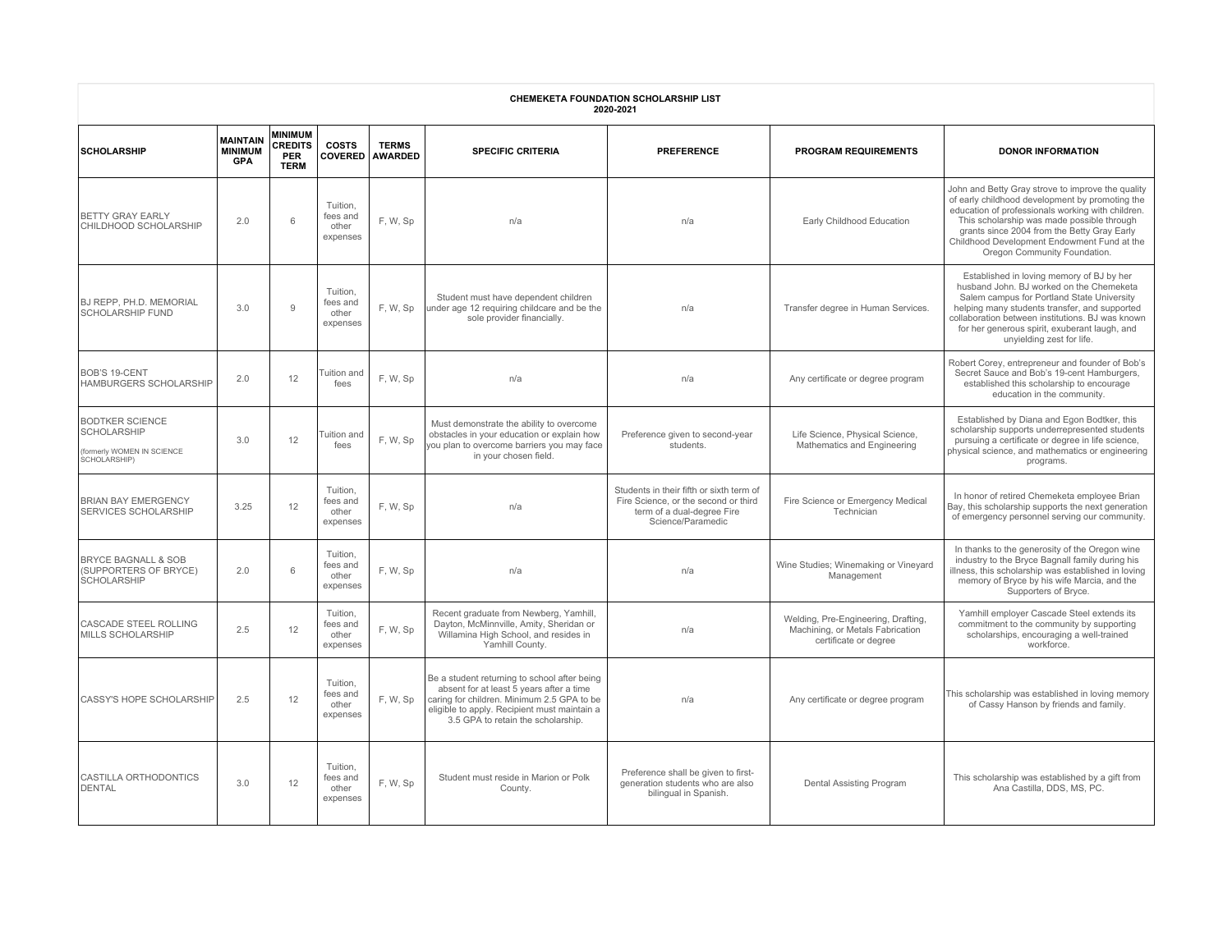**CHEMEKETA FOUNDATION SCHOLARSHIP LIST**
**2020-2021**

| SCHOLARSHIP | MAINTAIN MINIMUM GPA | MINIMUM CREDITS PER TERM | COSTS COVERED | TERMS AWARDED | SPECIFIC CRITERIA | PREFERENCE | PROGRAM REQUIREMENTS | DONOR INFORMATION |
|---|---|---|---|---|---|---|---|---|
| BETTY GRAY EARLY CHILDHOOD SCHOLARSHIP | 2.0 | 6 | Tuition, fees and other expenses | F, W, Sp | n/a | n/a | Early Childhood Education | John and Betty Gray strove to improve the quality of early childhood development by promoting the education of professionals working with children. This scholarship was made possible through grants since 2004 from the Betty Gray Early Childhood Development Endowment Fund at the Oregon Community Foundation. |
| BJ REPP, PH.D. MEMORIAL SCHOLARSHIP FUND | 3.0 | 9 | Tuition, fees and other expenses | F, W, Sp | Student must have dependent children under age 12 requiring childcare and be the sole provider financially. | n/a | Transfer degree in Human Services. | Established in loving memory of BJ by her husband John. BJ worked on the Chemeketa Salem campus for Portland State University helping many students transfer, and supported collaboration between institutions. BJ was known for her generous spirit, exuberant laugh, and unyielding zest for life. |
| BOB'S 19-CENT HAMBURGERS SCHOLARSHIP | 2.0 | 12 | Tuition and fees | F, W, Sp | n/a | n/a | Any certificate or degree program | Robert Corey, entrepreneur and founder of Bob's Secret Sauce and Bob's 19-cent Hamburgers, established this scholarship to encourage education in the community. |
| BODTKER SCIENCE SCHOLARSHIP (formerly WOMEN IN SCIENCE SCHOLARSHIP) | 3.0 | 12 | Tuition and fees | F, W, Sp | Must demonstrate the ability to overcome obstacles in your education or explain how you plan to overcome barriers you may face in your chosen field. | Preference given to second-year students. | Life Science, Physical Science, Mathematics and Engineering | Established by Diana and Egon Bodtker, this scholarship supports underrepresented students pursuing a certificate or degree in life science, physical science, and mathematics or engineering programs. |
| BRIAN BAY EMERGENCY SERVICES SCHOLARSHIP | 3.25 | 12 | Tuition, fees and other expenses | F, W, Sp | n/a | Students in their fifth or sixth term of Fire Science, or the second or third term of a dual-degree Fire Science/Paramedic | Fire Science or Emergency Medical Technician | In honor of retired Chemeketa employee Brian Bay, this scholarship supports the next generation of emergency personnel serving our community. |
| BRYCE BAGNALL & SOB (SUPPORTERS OF BRYCE) SCHOLARSHIP | 2.0 | 6 | Tuition, fees and other expenses | F, W, Sp | n/a | n/a | Wine Studies; Winemaking or Vineyard Management | In thanks to the generosity of the Oregon wine industry to the Bryce Bagnall family during his illness, this scholarship was established in loving memory of Bryce by his wife Marcia, and the Supporters of Bryce. |
| CASCADE STEEL ROLLING MILLS SCHOLARSHIP | 2.5 | 12 | Tuition, fees and other expenses | F, W, Sp | Recent graduate from Newberg, Yamhill, Dayton, McMinnville, Amity, Sheridan or Willamina High School, and resides in Yamhill County. | n/a | Welding, Pre-Engineering, Drafting, Machining, or Metals Fabrication certificate or degree | Yamhill employer Cascade Steel extends its commitment to the community by supporting scholarships, encouraging a well-trained workforce. |
| CASSY'S HOPE SCHOLARSHIP | 2.5 | 12 | Tuition, fees and other expenses | F, W, Sp | Be a student returning to school after being absent for at least 5 years after a time caring for children. Minimum 2.5 GPA to be eligible to apply. Recipient must maintain a 3.5 GPA to retain the scholarship. | n/a | Any certificate or degree program | This scholarship was established in loving memory of Cassy Hanson by friends and family. |
| CASTILLA ORTHODONTICS DENTAL | 3.0 | 12 | Tuition, fees and other expenses | F, W, Sp | Student must reside in Marion or Polk County. | Preference shall be given to first-generation students who are also bilingual in Spanish. | Dental Assisting Program | This scholarship was established by a gift from Ana Castilla, DDS, MS, PC. |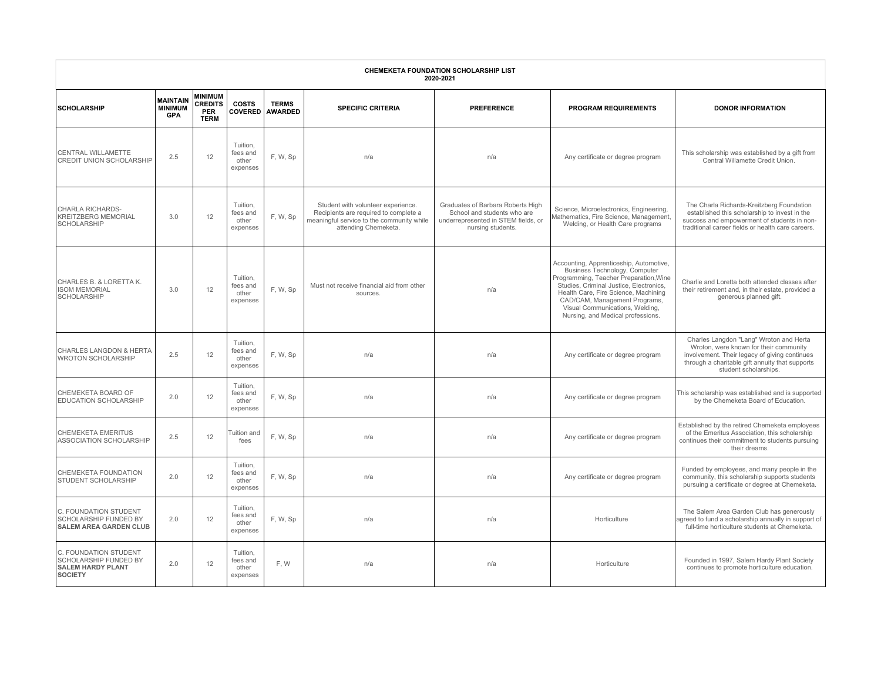**CHEMEKETA FOUNDATION SCHOLARSHIP LIST**
**2020-2021**

| SCHOLARSHIP | MAINTAIN MINIMUM GPA | MINIMUM CREDITS PER TERM | COSTS COVERED | TERMS AWARDED | SPECIFIC CRITERIA | PREFERENCE | PROGRAM REQUIREMENTS | DONOR INFORMATION |
|---|---|---|---|---|---|---|---|---|
| CENTRAL WILLAMETTE CREDIT UNION SCHOLARSHIP | 2.5 | 12 | Tuition, fees and other expenses | F, W, Sp | n/a | n/a | Any certificate or degree program | This scholarship was established by a gift from Central Willamette Credit Union. |
| CHARLA RICHARDS-KREITZBERG MEMORIAL SCHOLARSHIP | 3.0 | 12 | Tuition, fees and other expenses | F, W, Sp | Student with volunteer experience. Recipients are required to complete a meaningful service to the community while attending Chemeketa. | Graduates of Barbara Roberts High School and students who are underrepresented in STEM fields, or nursing students. | Science, Microelectronics, Engineering, Mathematics, Fire Science, Management, Welding, or Health Care programs | The Charla Richards-Kreitzberg Foundation established this scholarship to invest in the success and empowerment of students in non-traditional career fields or health care careers. |
| CHARLES B. & LORETTA K. ISOM MEMORIAL SCHOLARSHIP | 3.0 | 12 | Tuition, fees and other expenses | F, W, Sp | Must not receive financial aid from other sources. | n/a | Accounting, Apprenticeship, Automotive, Business Technology, Computer Programming, Teacher Preparation,Wine Studies, Criminal Justice, Electronics, Health Care, Fire Science, Machining CAD/CAM, Management Programs, Visual Communications, Welding, Nursing, and Medical professions. | Charlie and Loretta both attended classes after their retirement and, in their estate, provided a generous planned gift. |
| CHARLES LANGDON & HERTA WROTON SCHOLARSHIP | 2.5 | 12 | Tuition, fees and other expenses | F, W, Sp | n/a | n/a | Any certificate or degree program | Charles Langdon "Lang" Wroton and Herta Wroton, were known for their community involvement. Their legacy of giving continues through a charitable gift annuity that supports student scholarships. |
| CHEMEKETA BOARD OF EDUCATION SCHOLARSHIP | 2.0 | 12 | Tuition, fees and other expenses | F, W, Sp | n/a | n/a | Any certificate or degree program | This scholarship was established and is supported by the Chemeketa Board of Education. |
| CHEMEKETA EMERITUS ASSOCIATION SCHOLARSHIP | 2.5 | 12 | Tuition and fees | F, W, Sp | n/a | n/a | Any certificate or degree program | Established by the retired Chemeketa employees of the Emeritus Association, this scholarship continues their commitment to students pursuing their dreams. |
| CHEMEKETA FOUNDATION STUDENT SCHOLARSHIP | 2.0 | 12 | Tuition, fees and other expenses | F, W, Sp | n/a | n/a | Any certificate or degree program | Funded by employees, and many people in the community, this scholarship supports students pursuing a certificate or degree at Chemeketa. |
| C. FOUNDATION STUDENT SCHOLARSHIP FUNDED BY **SALEM AREA GARDEN CLUB** | 2.0 | 12 | Tuition, fees and other expenses | F, W, Sp | n/a | n/a | Horticulture | The Salem Area Garden Club has generously agreed to fund a scholarship annually in support of full-time horticulture students at Chemeketa. |
| C. FOUNDATION STUDENT SCHOLARSHIP FUNDED BY **SALEM HARDY PLANT SOCIETY** | 2.0 | 12 | Tuition, fees and other expenses | F, W | n/a | n/a | Horticulture | Founded in 1997, Salem Hardy Plant Society continues to promote horticulture education. |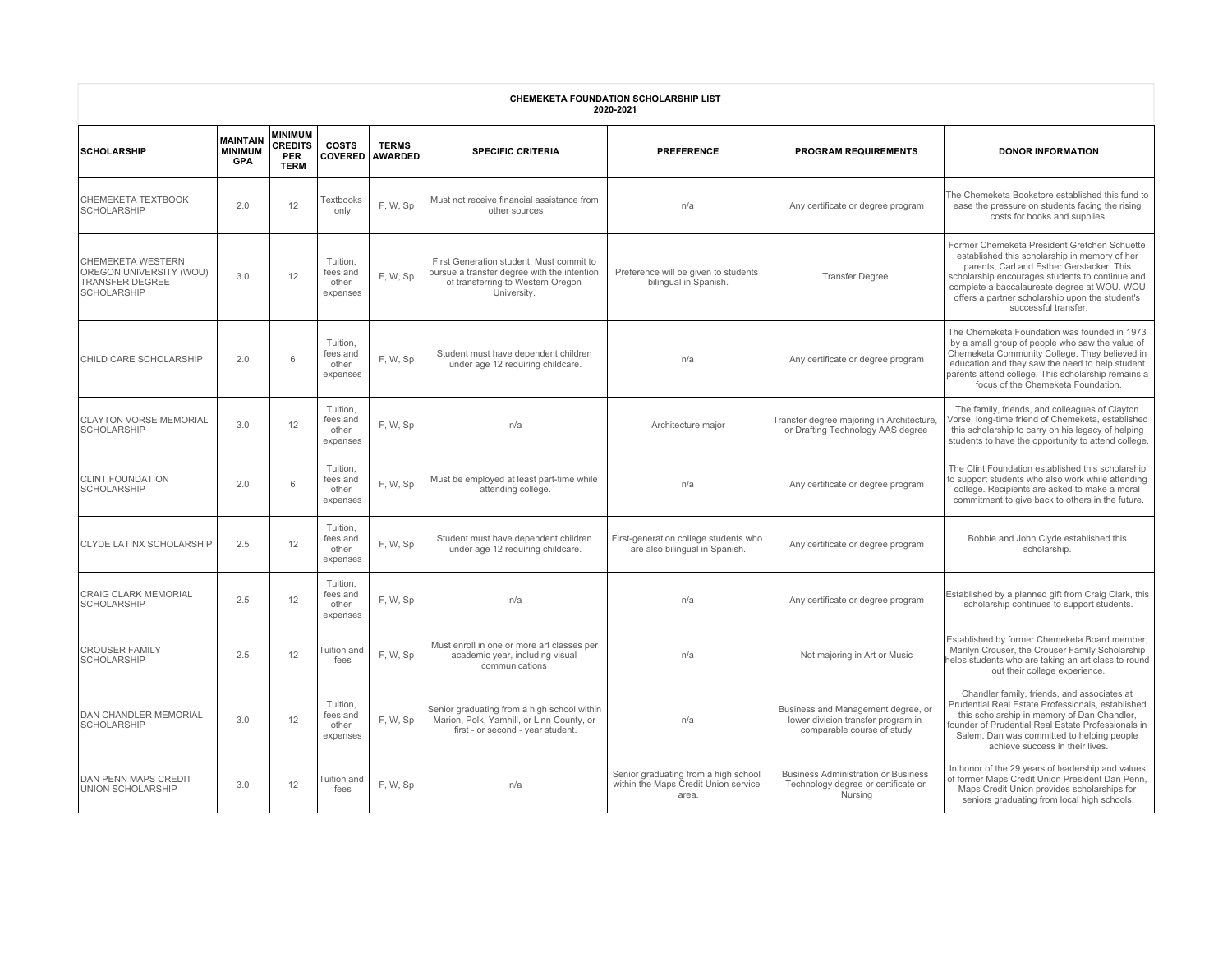**CHEMEKETA FOUNDATION SCHOLARSHIP LIST**
**2020-2021**

| SCHOLARSHIP | MAINTAIN MINIMUM GPA | MINIMUM CREDITS PER TERM | COSTS COVERED | TERMS AWARDED | SPECIFIC CRITERIA | PREFERENCE | PROGRAM REQUIREMENTS | DONOR INFORMATION |
|---|---|---|---|---|---|---|---|---|
| CHEMEKETA TEXTBOOK SCHOLARSHIP | 2.0 | 12 | Textbooks only | F, W, Sp | Must not receive financial assistance from other sources | n/a | Any certificate or degree program | The Chemeketa Bookstore established this fund to ease the pressure on students facing the rising costs for books and supplies. |
| CHEMEKETA WESTERN OREGON UNIVERSITY (WOU) TRANSFER DEGREE SCHOLARSHIP | 3.0 | 12 | Tuition, fees and other expenses | F, W, Sp | First Generation student. Must commit to pursue a transfer degree with the intention of transferring to Western Oregon University. | Preference will be given to students bilingual in Spanish. | Transfer Degree | Former Chemeketa President Gretchen Schuette established this scholarship in memory of her parents, Carl and Esther Gerstacker. This scholarship encourages students to continue and complete a baccalaureate degree at WOU. WOU offers a partner scholarship upon the student's successful transfer. |
| CHILD CARE SCHOLARSHIP | 2.0 | 6 | Tuition, fees and other expenses | F, W, Sp | Student must have dependent children under age 12 requiring childcare. | n/a | Any certificate or degree program | The Chemeketa Foundation was founded in 1973 by a small group of people who saw the value of Chemeketa Community College. They believed in education and they saw the need to help student parents attend college. This scholarship remains a focus of the Chemeketa Foundation. |
| CLAYTON VORSE MEMORIAL SCHOLARSHIP | 3.0 | 12 | Tuition, fees and other expenses | F, W, Sp | n/a | Architecture major | Transfer degree majoring in Architecture, or Drafting Technology AAS degree | The family, friends, and colleagues of Clayton Vorse, long-time friend of Chemeketa, established this scholarship to carry on his legacy of helping students to have the opportunity to attend college. |
| CLINT FOUNDATION SCHOLARSHIP | 2.0 | 6 | Tuition, fees and other expenses | F, W, Sp | Must be employed at least part-time while attending college. | n/a | Any certificate or degree program | The Clint Foundation established this scholarship to support students who also work while attending college. Recipients are asked to make a moral commitment to give back to others in the future. |
| CLYDE LATINX SCHOLARSHIP | 2.5 | 12 | Tuition, fees and other expenses | F, W, Sp | Student must have dependent children under age 12 requiring childcare. | First-generation college students who are also bilingual in Spanish. | Any certificate or degree program | Bobbie and John Clyde established this scholarship. |
| CRAIG CLARK MEMORIAL SCHOLARSHIP | 2.5 | 12 | Tuition, fees and other expenses | F, W, Sp | n/a | n/a | Any certificate or degree program | Established by a planned gift from Craig Clark, this scholarship continues to support students. |
| CROUSER FAMILY SCHOLARSHIP | 2.5 | 12 | Tuition and fees | F, W, Sp | Must enroll in one or more art classes per academic year, including visual communications | n/a | Not majoring in Art or Music | Established by former Chemeketa Board member, Marilyn Crouser, the Crouser Family Scholarship helps students who are taking an art class to round out their college experience. |
| DAN CHANDLER MEMORIAL SCHOLARSHIP | 3.0 | 12 | Tuition, fees and other expenses | F, W, Sp | Senior graduating from a high school within Marion, Polk, Yamhill, or Linn County, or first - or second - year student. | n/a | Business and Management degree, or lower division transfer program in comparable course of study | Chandler family, friends, and associates at Prudential Real Estate Professionals, established this scholarship in memory of Dan Chandler, founder of Prudential Real Estate Professionals in Salem. Dan was committed to helping people achieve success in their lives. |
| DAN PENN MAPS CREDIT UNION SCHOLARSHIP | 3.0 | 12 | Tuition and fees | F, W, Sp | n/a | Senior graduating from a high school within the Maps Credit Union service area. | Business Administration or Business Technology degree or certificate or Nursing | In honor of the 29 years of leadership and values of former Maps Credit Union President Dan Penn, Maps Credit Union provides scholarships for seniors graduating from local high schools. |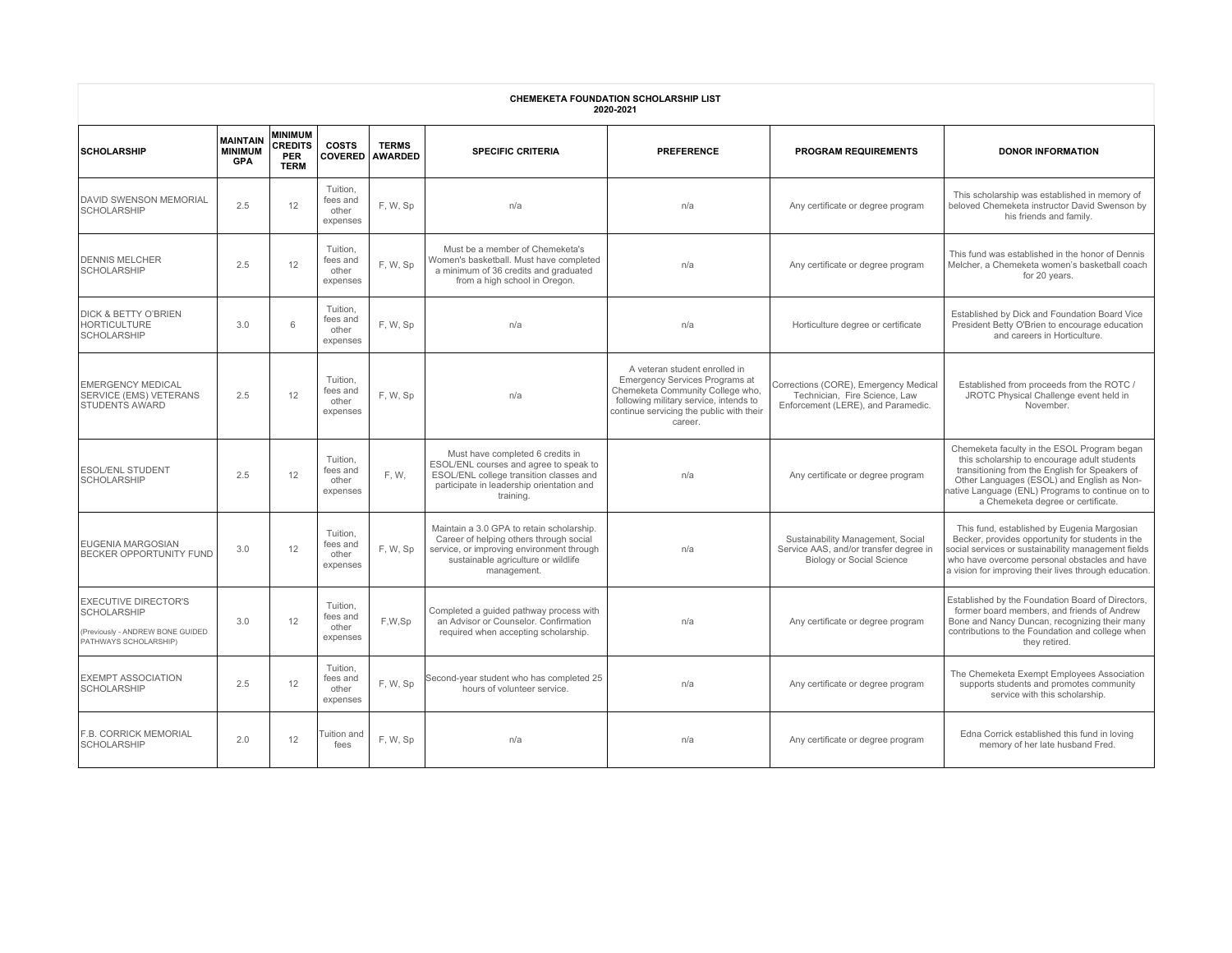**CHEMEKETA FOUNDATION SCHOLARSHIP LIST**
**2020-2021**

| SCHOLARSHIP | MAINTAIN MINIMUM GPA | MINIMUM CREDITS PER TERM | COSTS COVERED | TERMS AWARDED | SPECIFIC CRITERIA | PREFERENCE | PROGRAM REQUIREMENTS | DONOR INFORMATION |
|---|---|---|---|---|---|---|---|---|
| DAVID SWENSON MEMORIAL SCHOLARSHIP | 2.5 | 12 | Tuition, fees and other expenses | F, W, Sp | n/a | n/a | Any certificate or degree program | This scholarship was established in memory of beloved Chemeketa instructor David Swenson by his friends and family. |
| DENNIS MELCHER SCHOLARSHIP | 2.5 | 12 | Tuition, fees and other expenses | F, W, Sp | Must be a member of Chemeketa's Women's basketball. Must have completed a minimum of 36 credits and graduated from a high school in Oregon. | n/a | Any certificate or degree program | This fund was established in the honor of Dennis Melcher, a Chemeketa women's basketball coach for 20 years. |
| DICK & BETTY O'BRIEN HORTICULTURE SCHOLARSHIP | 3.0 | 6 | Tuition, fees and other expenses | F, W, Sp | n/a | n/a | Horticulture degree or certificate | Established by Dick and Foundation Board Vice President Betty O'Brien to encourage education and careers in Horticulture. |
| EMERGENCY MEDICAL SERVICE (EMS) VETERANS STUDENTS AWARD | 2.5 | 12 | Tuition, fees and other expenses | F, W, Sp | n/a | A veteran student enrolled in Emergency Services Programs at Chemeketa Community College who, following military service, intends to continue servicing the public with their career. | Corrections (CORE), Emergency Medical Technician, Fire Science, Law Enforcement (LERE), and Paramedic. | Established from proceeds from the ROTC / JROTC Physical Challenge event held in November. |
| ESOL/ENL STUDENT SCHOLARSHIP | 2.5 | 12 | Tuition, fees and other expenses | F, W, | Must have completed 6 credits in ESOL/ENL courses and agree to speak to ESOL/ENL college transition classes and participate in leadership orientation and training. | n/a | Any certificate or degree program | Chemeketa faculty in the ESOL Program began this scholarship to encourage adult students transitioning from the English for Speakers of Other Languages (ESOL) and English as Non-native Language (ENL) Programs to continue on to a Chemeketa degree or certificate. |
| EUGENIA MARGOSIAN BECKER OPPORTUNITY FUND | 3.0 | 12 | Tuition, fees and other expenses | F, W, Sp | Maintain a 3.0 GPA to retain scholarship. Career of helping others through social service, or improving environment through sustainable agriculture or wildlife management. | n/a | Sustainability Management, Social Service AAS, and/or transfer degree in Biology or Social Science | This fund, established by Eugenia Margosian Becker, provides opportunity for students in the social services or sustainability management fields who have overcome personal obstacles and have a vision for improving their lives through education. |
| EXECUTIVE DIRECTOR'S SCHOLARSHIP (Previously - ANDREW BONE GUIDED PATHWAYS SCHOLARSHIP) | 3.0 | 12 | Tuition, fees and other expenses | F,W,Sp | Completed a guided pathway process with an Advisor or Counselor. Confirmation required when accepting scholarship. | n/a | Any certificate or degree program | Established by the Foundation Board of Directors, former board members, and friends of Andrew Bone and Nancy Duncan, recognizing their many contributions to the Foundation and college when they retired. |
| EXEMPT ASSOCIATION SCHOLARSHIP | 2.5 | 12 | Tuition, fees and other expenses | F, W, Sp | Second-year student who has completed 25 hours of volunteer service. | n/a | Any certificate or degree program | The Chemeketa Exempt Employees Association supports students and promotes community service with this scholarship. |
| F.B. CORRICK MEMORIAL SCHOLARSHIP | 2.0 | 12 | Tuition and fees | F, W, Sp | n/a | n/a | Any certificate or degree program | Edna Corrick established this fund in loving memory of her late husband Fred. |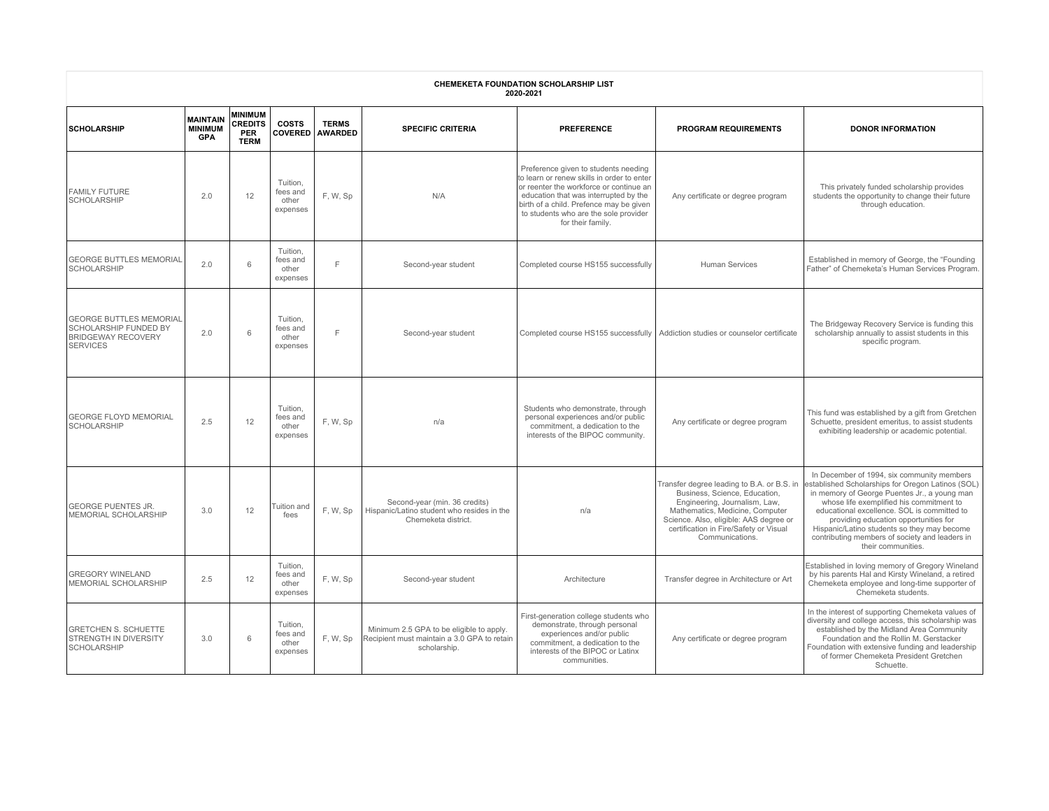**CHEMEKETA FOUNDATION SCHOLARSHIP LIST**
**2020-2021**

| SCHOLARSHIP | MAINTAIN MINIMUM GPA | MINIMUM CREDITS PER TERM | COSTS COVERED | TERMS AWARDED | SPECIFIC CRITERIA | PREFERENCE | PROGRAM REQUIREMENTS | DONOR INFORMATION |
|---|---|---|---|---|---|---|---|---|
| FAMILY FUTURE SCHOLARSHIP | 2.0 | 12 | Tuition, fees and other expenses | F, W, Sp | N/A | Preference given to students needing to learn or renew skills in order to enter or reenter the workforce or continue an education that was interrupted by the birth of a child. Prefence may be given to students who are the sole provider for their family. | Any certificate or degree program | This privately funded scholarship provides students the opportunity to change their future through education. |
| GEORGE BUTTLES MEMORIAL SCHOLARSHIP | 2.0 | 6 | Tuition, fees and other expenses | F | Second-year student | Completed course HS155 successfully | Human Services | Established in memory of George, the "Founding Father" of Chemeketa's Human Services Program. |
| GEORGE BUTTLES MEMORIAL SCHOLARSHIP FUNDED BY BRIDGEWAY RECOVERY SERVICES | 2.0 | 6 | Tuition, fees and other expenses | F | Second-year student | Completed course HS155 successfully | Addiction studies or counselor certificate | The Bridgeway Recovery Service is funding this scholarship annually to assist students in this specific program. |
| GEORGE FLOYD MEMORIAL SCHOLARSHIP | 2.5 | 12 | Tuition, fees and other expenses | F, W, Sp | n/a | Students who demonstrate, through personal experiences and/or public commitment, a dedication to the interests of the BIPOC community. | Any certificate or degree program | This fund was established by a gift from Gretchen Schuette, president emeritus, to assist students exhibiting leadership or academic potential. |
| GEORGE PUENTES JR. MEMORIAL SCHOLARSHIP | 3.0 | 12 | Tuition and fees | F, W, Sp | Second-year (min. 36 credits) Hispanic/Latino student who resides in the Chemeketa district. | n/a | Transfer degree leading to B.A. or B.S. in Business, Science, Education, Engineering, Journalism, Law, Mathematics, Medicine, Computer Science. Also, eligible: AAS degree or certification in Fire/Safety or Visual Communications. | In December of 1994, six community members established Scholarships for Oregon Latinos (SOL) in memory of George Puentes Jr., a young man whose life exemplified his commitment to educational excellence. SOL is committed to providing education opportunities for Hispanic/Latino students so they may become contributing members of society and leaders in their communities. |
| GREGORY WINELAND MEMORIAL SCHOLARSHIP | 2.5 | 12 | Tuition, fees and other expenses | F, W, Sp | Second-year student | Architecture | Transfer degree in Architecture or Art | Established in loving memory of Gregory Wineland by his parents Hal and Kirsty Wineland, a retired Chemeketa employee and long-time supporter of Chemeketa students. |
| GRETCHEN S. SCHUETTE STRENGTH IN DIVERSITY SCHOLARSHIP | 3.0 | 6 | Tuition, fees and other expenses | F, W, Sp | Minimum 2.5 GPA to be eligible to apply. Recipient must maintain a 3.0 GPA to retain scholarship. | First-generation college students who demonstrate, through personal experiences and/or public commitment, a dedication to the interests of the BIPOC or Latinx communities. | Any certificate or degree program | In the interest of supporting Chemeketa values of diversity and college access, this scholarship was established by the Midland Area Community Foundation and the Rollin M. Gerstacker Foundation with extensive funding and leadership of former Chemeketa President Gretchen Schuette. |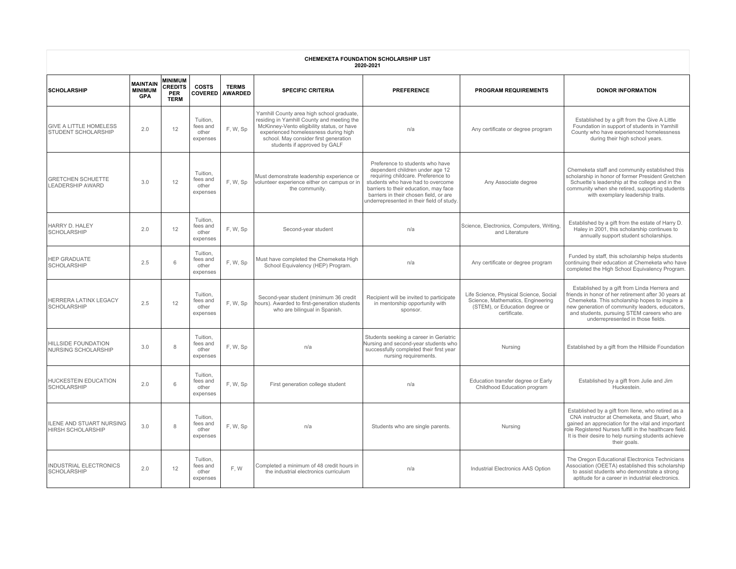**CHEMEKETA FOUNDATION SCHOLARSHIP LIST**
**2020-2021**

| SCHOLARSHIP | MAINTAIN MINIMUM GPA | MINIMUM CREDITS PER TERM | COSTS COVERED | TERMS AWARDED | SPECIFIC CRITERIA | PREFERENCE | PROGRAM REQUIREMENTS | DONOR INFORMATION |
|---|---|---|---|---|---|---|---|---|
| GIVE A LITTLE HOMELESS STUDENT SCHOLARSHIP | 2.0 | 12 | Tuition, fees and other expenses | F, W, Sp | Yamhill County area high school graduate, residing in Yamhill County and meeting the McKinney-Vento eligibility status, or have experienced homelessness during high school. May consider first generation students if approved by GALF | n/a | Any certificate or degree program | Established by a gift from the Give A Little Foundation in support of students in Yamhill County who have experienced homelessness during their high school years. |
| GRETCHEN SCHUETTE LEADERSHIP AWARD | 3.0 | 12 | Tuition, fees and other expenses | F, W, Sp | Must demonstrate leadership experience or volunteer experience either on campus or in the community. | Preference to students who have dependent children under age 12 requiring childcare. Preference to students who have had to overcome barriers to their education, may face barriers in their chosen field, or are underrepresented in their field of study. | Any Associate degree | Chemeketa staff and community established this scholarship in honor of former President Gretchen Schuette's leadership at the college and in the community when she retired, supporting students with exemplary leadership traits. |
| HARRY D. HALEY SCHOLARSHIP | 2.0 | 12 | Tuition, fees and other expenses | F, W, Sp | Second-year student | n/a | Science, Electronics, Computers, Writing, and Literature | Established by a gift from the estate of Harry D. Haley in 2001, this scholarship continues to annually support student scholarships. |
| HEP GRADUATE SCHOLARSHIP | 2.5 | 6 | Tuition, fees and other expenses | F, W, Sp | Must have completed the Chemeketa High School Equivalency (HEP) Program. | n/a | Any certificate or degree program | Funded by staff, this scholarship helps students continuing their education at Chemeketa who have completed the High School Equivalency Program. |
| HERRERA LATINX LEGACY SCHOLARSHIP | 2.5 | 12 | Tuition, fees and other expenses | F, W, Sp | Second-year student (minimum 36 credit hours). Awarded to first-generation students who are bilingual in Spanish. | Recipient will be invited to participate in mentorship opportunity with sponsor. | Life Science, Physical Science, Social Science, Mathematics, Engineering (STEM), or Education degree or certificate. | Established by a gift from Linda Herrera and friends in honor of her retirement after 30 years at Chemeketa. This scholarship hopes to inspire a new generation of community leaders, educators, and students, pursuing STEM careers who are underrepresented in those fields. |
| HILLSIDE FOUNDATION NURSING SCHOLARSHIP | 3.0 | 8 | Tuition, fees and other expenses | F, W, Sp | n/a | Students seeking a career in Geriatric Nursing and second-year students who successfully completed their first year nursing requirements. | Nursing | Established by a gift from the Hillside Foundation |
| HUCKESTEIN EDUCATION SCHOLARSHIP | 2.0 | 6 | Tuition, fees and other expenses | F, W, Sp | First generation college student | n/a | Education transfer degree or Early Childhood Education program | Established by a gift from Julie and Jim Huckestein. |
| ILENE AND STUART NURSING HIRSH SCHOLARSHIP | 3.0 | 8 | Tuition, fees and other expenses | F, W, Sp | n/a | Students who are single parents. | Nursing | Established by a gift from Ilene, who retired as a CNA instructor at Chemeketa, and Stuart, who gained an appreciation for the vital and important role Registered Nurses fulfill in the healthcare field. It is their desire to help nursing students achieve their goals. |
| INDUSTRIAL ELECTRONICS SCHOLARSHIP | 2.0 | 12 | Tuition, fees and other expenses | F, W | Completed a minimum of 48 credit hours in the industrial electronics curriculum | n/a | Industrial Electronics AAS Option | The Oregon Educational Electronics Technicians Association (OEETA) established this scholarship to assist students who demonstrate a strong aptitude for a career in industrial electronics. |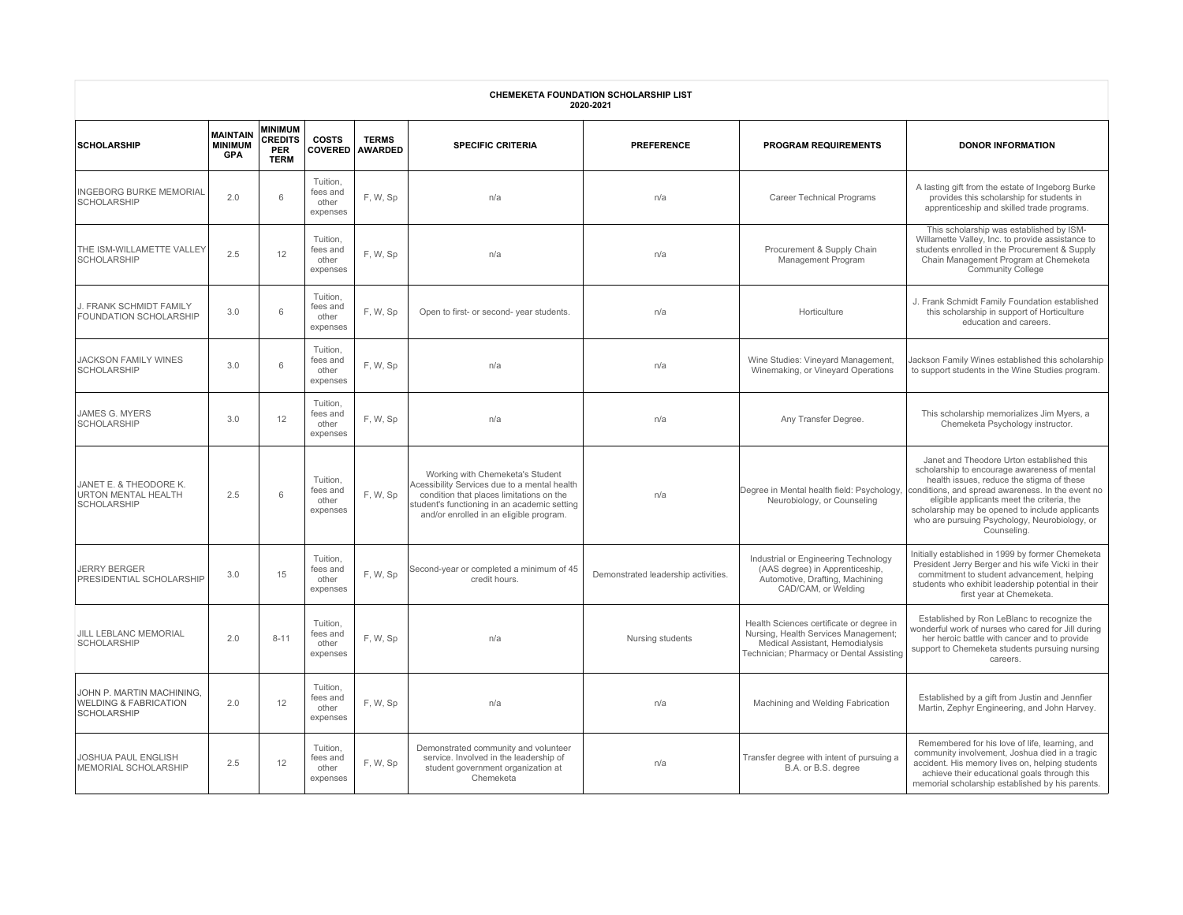**CHEMEKETA FOUNDATION SCHOLARSHIP LIST**
**2020-2021**

| SCHOLARSHIP | MAINTAIN MINIMUM GPA | MINIMUM CREDITS PER TERM | COSTS COVERED | TERMS AWARDED | SPECIFIC CRITERIA | PREFERENCE | PROGRAM REQUIREMENTS | DONOR INFORMATION |
|---|---|---|---|---|---|---|---|---|
| INGEBORG BURKE MEMORIAL SCHOLARSHIP | 2.0 | 6 | Tuition, fees and other expenses | F, W, Sp | n/a | n/a | Career Technical Programs | A lasting gift from the estate of Ingeborg Burke provides this scholarship for students in apprenticeship and skilled trade programs. |
| THE ISM-WILLAMETTE VALLEY SCHOLARSHIP | 2.5 | 12 | Tuition, fees and other expenses | F, W, Sp | n/a | n/a | Procurement & Supply Chain Management Program | This scholarship was established by ISM-Willamette Valley, Inc. to provide assistance to students enrolled in the Procurement & Supply Chain Management Program at Chemeketa Community College |
| J. FRANK SCHMIDT FAMILY FOUNDATION SCHOLARSHIP | 3.0 | 6 | Tuition, fees and other expenses | F, W, Sp | Open to first- or second- year students. | n/a | Horticulture | J. Frank Schmidt Family Foundation established this scholarship in support of Horticulture education and careers. |
| JACKSON FAMILY WINES SCHOLARSHIP | 3.0 | 6 | Tuition, fees and other expenses | F, W, Sp | n/a | n/a | Wine Studies: Vineyard Management, Winemaking, or Vineyard Operations | Jackson Family Wines established this scholarship to support students in the Wine Studies program. |
| JAMES G. MYERS SCHOLARSHIP | 3.0 | 12 | Tuition, fees and other expenses | F, W, Sp | n/a | n/a | Any Transfer Degree. | This scholarship memorializes Jim Myers, a Chemeketa Psychology instructor. |
| JANET E. & THEODORE K. URTON MENTAL HEALTH SCHOLARSHIP | 2.5 | 6 | Tuition, fees and other expenses | F, W, Sp | Working with Chemeketa's Student Acessibility Services due to a mental health condition that places limitations on the student's functioning in an academic setting and/or enrolled in an eligible program. | n/a | Degree in Mental health field: Psychology, Neurobiology, or Counseling | Janet and Theodore Urton established this scholarship to encourage awareness of mental health issues, reduce the stigma of these conditions, and spread awareness. In the event no eligible applicants meet the criteria, the scholarship may be opened to include applicants who are pursuing Psychology, Neurobiology, or Counseling. |
| JERRY BERGER PRESIDENTIAL SCHOLARSHIP | 3.0 | 15 | Tuition, fees and other expenses | F, W, Sp | Second-year or completed a minimum of 45 credit hours. | Demonstrated leadership activities. | Industrial or Engineering Technology (AAS degree) in Apprenticeship, Automotive, Drafting, Machining CAD/CAM, or Welding | Initially established in 1999 by former Chemeketa President Jerry Berger and his wife Vicki in their commitment to student advancement, helping students who exhibit leadership potential in their first year at Chemeketa. |
| JILL LEBLANC MEMORIAL SCHOLARSHIP | 2.0 | 8-11 | Tuition, fees and other expenses | F, W, Sp | n/a | Nursing students | Health Sciences certificate or degree in Nursing, Health Services Management; Medical Assistant, Hemodialysis Technician; Pharmacy or Dental Assisting | Established by Ron LeBlanc to recognize the wonderful work of nurses who cared for Jill during her heroic battle with cancer and to provide support to Chemeketa students pursuing nursing careers. |
| JOHN P. MARTIN MACHINING, WELDING & FABRICATION SCHOLARSHIP | 2.0 | 12 | Tuition, fees and other expenses | F, W, Sp | n/a | n/a | Machining and Welding Fabrication | Established by a gift from Justin and Jennfier Martin, Zephyr Engineering, and John Harvey. |
| JOSHUA PAUL ENGLISH MEMORIAL SCHOLARSHIP | 2.5 | 12 | Tuition, fees and other expenses | F, W, Sp | Demonstrated community and volunteer service. Involved in the leadership of student government organization at Chemeketa | n/a | Transfer degree with intent of pursuing a B.A. or B.S. degree | Remembered for his love of life, learning, and community involvement, Joshua died in a tragic accident. His memory lives on, helping students achieve their educational goals through this memorial scholarship established by his parents. |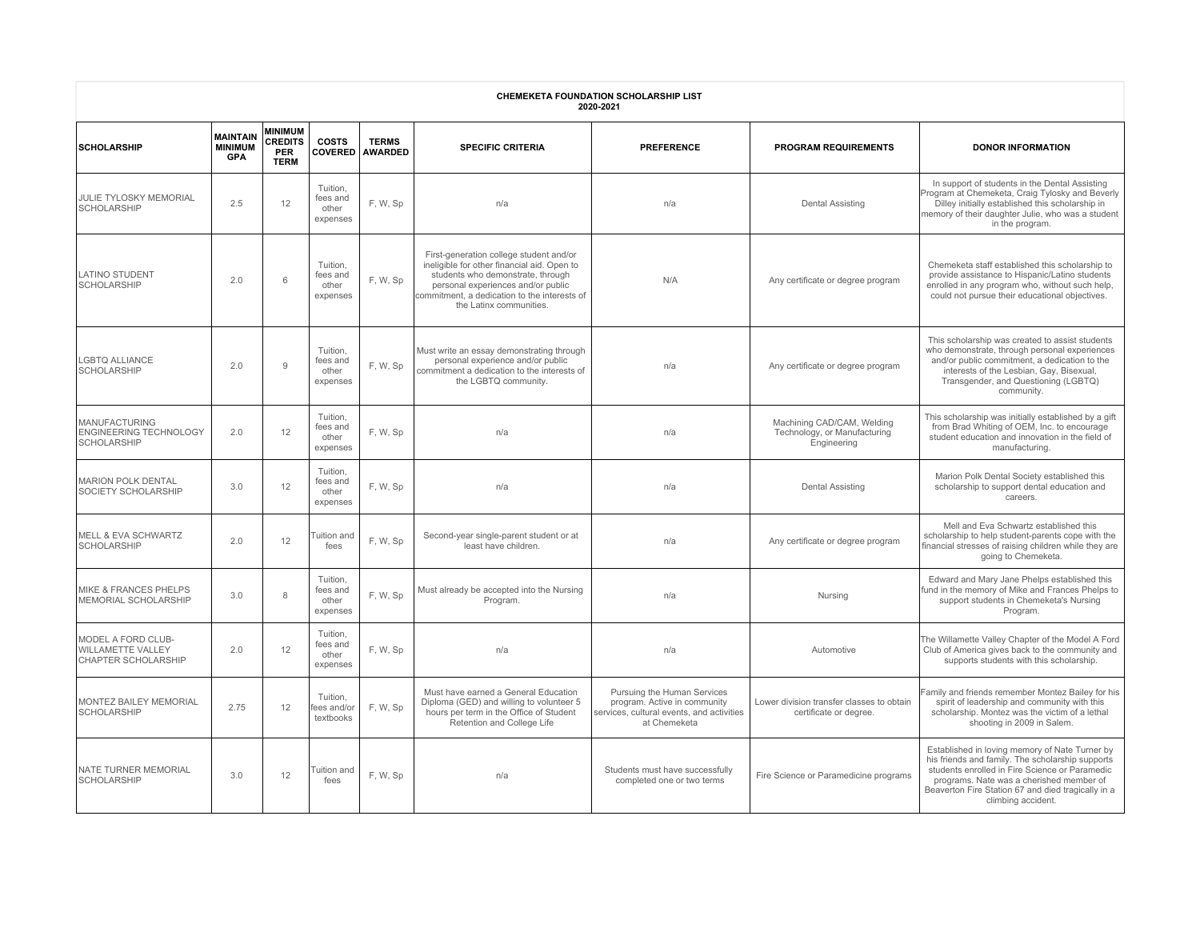**CHEMEKETA FOUNDATION SCHOLARSHIP LIST**
**2020-2021**

| SCHOLARSHIP | MAINTAIN MINIMUM GPA | MINIMUM CREDITS PER TERM | COSTS COVERED | TERMS AWARDED | SPECIFIC CRITERIA | PREFERENCE | PROGRAM REQUIREMENTS | DONOR INFORMATION |
|---|---|---|---|---|---|---|---|---|
| JULIE TYLOSKY MEMORIAL SCHOLARSHIP | 2.5 | 12 | Tuition, fees and other expenses | F, W, Sp | n/a | n/a | Dental Assisting | In support of students in the Dental Assisting Program at Chemeketa, Craig Tylosky and Beverly Dilley initially established this scholarship in memory of their daughter Julie, who was a student in the program. |
| LATINO STUDENT SCHOLARSHIP | 2.0 | 6 | Tuition, fees and other expenses | F, W, Sp | First-generation college student and/or ineligible for other financial aid. Open to students who demonstrate, through personal experiences and/or public commitment, a dedication to the interests of the Latinx communities. | N/A | Any certificate or degree program | Chemeketa staff established this scholarship to provide assistance to Hispanic/Latino students enrolled in any program who, without such help, could not pursue their educational objectives. |
| LGBTQ ALLIANCE SCHOLARSHIP | 2.0 | 9 | Tuition, fees and other expenses | F, W, Sp | Must write an essay demonstrating through personal experience and/or public commitment a dedication to the interests of the LGBTQ community. | n/a | Any certificate or degree program | This scholarship was created to assist students who demonstrate, through personal experiences and/or public commitment, a dedication to the interests of the Lesbian, Gay, Bisexual, Transgender, and Questioning (LGBTQ) community. |
| MANUFACTURING ENGINEERING TECHNOLOGY SCHOLARSHIP | 2.0 | 12 | Tuition, fees and other expenses | F, W, Sp | n/a | n/a | Machining CAD/CAM, Welding Technology, or Manufacturing Engineering | This scholarship was initially established by a gift from Brad Whiting of OEM, Inc. to encourage student education and innovation in the field of manufacturing. |
| MARION POLK DENTAL SOCIETY SCHOLARSHIP | 3.0 | 12 | Tuition, fees and other expenses | F, W, Sp | n/a | n/a | Dental Assisting | Marion Polk Dental Society established this scholarship to support dental education and careers. |
| MELL & EVA SCHWARTZ SCHOLARSHIP | 2.0 | 12 | Tuition and fees | F, W, Sp | Second-year single-parent student or at least have children. | n/a | Any certificate or degree program | Mell and Eva Schwartz established this scholarship to help student-parents cope with the financial stresses of raising children while they are going to Chemeketa. |
| MIKE & FRANCES PHELPS MEMORIAL SCHOLARSHIP | 3.0 | 8 | Tuition, fees and other expenses | F, W, Sp | Must already be accepted into the Nursing Program. | n/a | Nursing | Edward and Mary Jane Phelps established this fund in the memory of Mike and Frances Phelps to support students in Chemeketa's Nursing Program. |
| MODEL A FORD CLUB-WILLAMETTE VALLEY CHAPTER SCHOLARSHIP | 2.0 | 12 | Tuition, fees and other expenses | F, W, Sp | n/a | n/a | Automotive | The Willamette Valley Chapter of the Model A Ford Club of America gives back to the community and supports students with this scholarship. |
| MONTEZ BAILEY MEMORIAL SCHOLARSHIP | 2.75 | 12 | Tuition, fees and/or textbooks | F, W, Sp | Must have earned a General Education Diploma (GED) and willing to volunteer 5 hours per term in the Office of Student Retention and College Life | Pursuing the Human Services program. Active in community services, cultural events, and activities at Chemeketa | Lower division transfer classes to obtain certificate or degree. | Family and friends remember Montez Bailey for his spirit of leadership and community with this scholarship. Montez was the victim of a lethal shooting in 2009 in Salem. |
| NATE TURNER MEMORIAL SCHOLARSHIP | 3.0 | 12 | Tuition and fees | F, W, Sp | n/a | Students must have successfully completed one or two terms | Fire Science or Paramedicine programs | Established in loving memory of Nate Turner by his friends and family. The scholarship supports students enrolled in Fire Science or Paramedic programs. Nate was a cherished member of Beaverton Fire Station 67 and died tragically in a climbing accident. |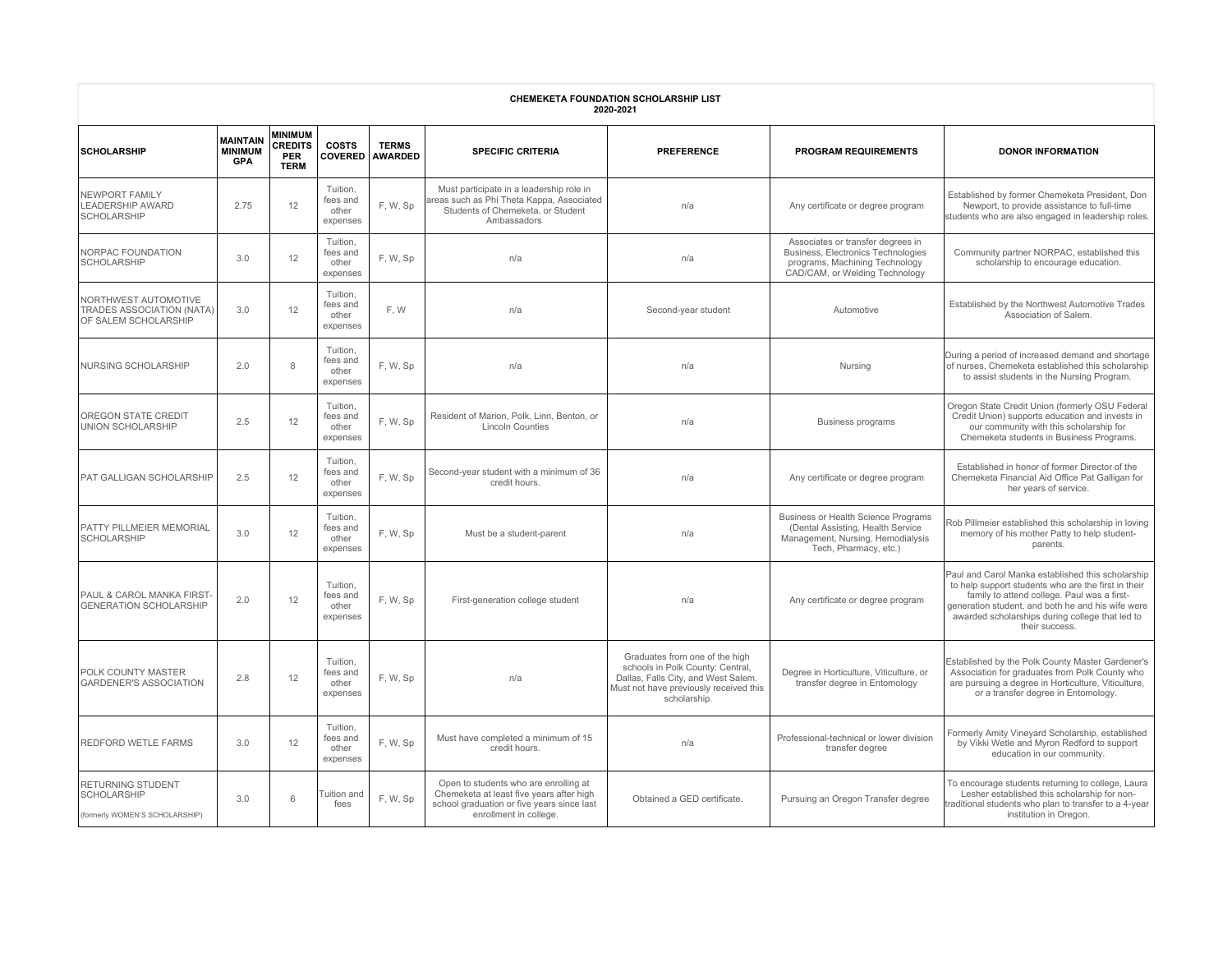**CHEMEKETA FOUNDATION SCHOLARSHIP LIST**
**2020-2021**

| SCHOLARSHIP | MAINTAIN MINIMUM GPA | MINIMUM CREDITS PER TERM | COSTS COVERED | TERMS AWARDED | SPECIFIC CRITERIA | PREFERENCE | PROGRAM REQUIREMENTS | DONOR INFORMATION |
|---|---|---|---|---|---|---|---|---|
| NEWPORT FAMILY LEADERSHIP AWARD SCHOLARSHIP | 2.75 | 12 | Tuition, fees and other expenses | F, W, Sp | Must participate in a leadership role in areas such as Phi Theta Kappa, Associated Students of Chemeketa, or Student Ambassadors | n/a | Any certificate or degree program | Established by former Chemeketa President, Don Newport, to provide assistance to full-time students who are also engaged in leadership roles. |
| NORPAC FOUNDATION SCHOLARSHIP | 3.0 | 12 | Tuition, fees and other expenses | F, W, Sp | n/a | n/a | Associates or transfer degrees in Business, Electronics Technologies programs, Machining Technology CAD/CAM, or Welding Technology | Community partner NORPAC, established this scholarship to encourage education. |
| NORTHWEST AUTOMOTIVE TRADES ASSOCIATION (NATA) OF SALEM SCHOLARSHIP | 3.0 | 12 | Tuition, fees and other expenses | F, W | n/a | Second-year student | Automotive | Established by the Northwest Automotive Trades Association of Salem. |
| NURSING SCHOLARSHIP | 2.0 | 8 | Tuition, fees and other expenses | F, W, Sp | n/a | n/a | Nursing | During a period of increased demand and shortage of nurses, Chemeketa established this scholarship to assist students in the Nursing Program. |
| OREGON STATE CREDIT UNION SCHOLARSHIP | 2.5 | 12 | Tuition, fees and other expenses | F, W, Sp | Resident of Marion, Polk, Linn, Benton, or Lincoln Counties | n/a | Business programs | Oregon State Credit Union (formerly OSU Federal Credit Union) supports education and invests in our community with this scholarship for Chemeketa students in Business Programs. |
| PAT GALLIGAN SCHOLARSHIP | 2.5 | 12 | Tuition, fees and other expenses | F, W, Sp | Second-year student with a minimum of 36 credit hours. | n/a | Any certificate or degree program | Established in honor of former Director of the Chemeketa Financial Aid Office Pat Galligan for her years of service. |
| PATTY PILLMEIER MEMORIAL SCHOLARSHIP | 3.0 | 12 | Tuition, fees and other expenses | F, W, Sp | Must be a student-parent | n/a | Business or Health Science Programs (Dental Assisting, Health Service Management, Nursing, Hemodialysis Tech, Pharmacy, etc.) | Rob Pillmeier established this scholarship in loving memory of his mother Patty to help student-parents. |
| PAUL & CAROL MANKA FIRST-GENERATION SCHOLARSHIP | 2.0 | 12 | Tuition, fees and other expenses | F, W, Sp | First-generation college student | n/a | Any certificate or degree program | Paul and Carol Manka established this scholarship to help support students who are the first in their family to attend college. Paul was a first-generation student, and both he and his wife were awarded scholarships during college that led to their success. |
| POLK COUNTY MASTER GARDENER'S ASSOCIATION | 2.8 | 12 | Tuition, fees and other expenses | F, W, Sp | n/a | Graduates from one of the high schools in Polk County: Central, Dallas, Falls City, and West Salem. Must not have previously received this scholarship. | Degree in Horticulture, Viticulture, or transfer degree in Entomology | Established by the Polk County Master Gardener's Association for graduates from Polk County who are pursuing a degree in Horticulture, Viticulture, or a transfer degree in Entomology. |
| REDFORD WETLE FARMS | 3.0 | 12 | Tuition, fees and other expenses | F, W, Sp | Must have completed a minimum of 15 credit hours. | n/a | Professional-technical or lower division transfer degree | Formerly Amity Vineyard Scholarship, established by Vikki Wetle and Myron Redford to support education in our community. |
| RETURNING STUDENT SCHOLARSHIP (formerly WOMEN'S SCHOLARSHIP) | 3.0 | 6 | Tuition and fees | F, W, Sp | Open to students who are enrolling at Chemeketa at least five years after high school graduation or five years since last enrollment in college. | Obtained a GED certificate. | Pursuing an Oregon Transfer degree | To encourage students returning to college, Laura Lesher established this scholarship for non-traditional students who plan to transfer to a 4-year institution in Oregon. |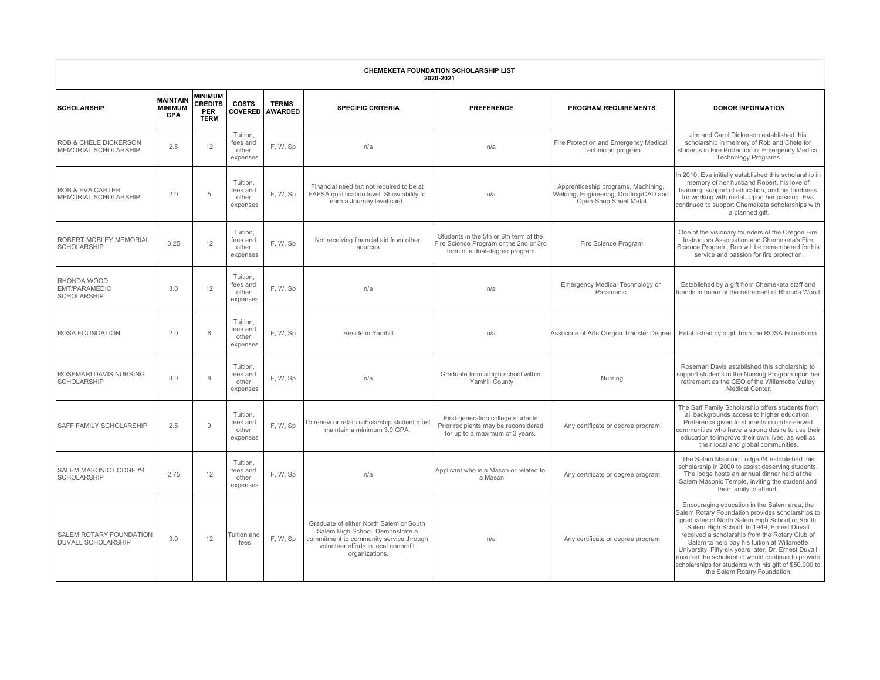**CHEMEKETA FOUNDATION SCHOLARSHIP LIST**
**2020-2021**

| SCHOLARSHIP | MAINTAIN MINIMUM GPA | MINIMUM CREDITS PER TERM | COSTS COVERED | TERMS AWARDED | SPECIFIC CRITERIA | PREFERENCE | PROGRAM REQUIREMENTS | DONOR INFORMATION |
|---|---|---|---|---|---|---|---|---|
| ROB & CHELE DICKERSON MEMORIAL SCHOLARSHIP | 2.5 | 12 | Tuition, fees and other expenses | F, W, Sp | n/a | n/a | Fire Protection and Emergency Medical Technician program | Jim and Carol Dickerson established this scholarship in memory of Rob and Chele for students in Fire Protection or Emergency Medical Technology Programs. |
| ROB & EVA CARTER MEMORIAL SCHOLARSHIP | 2.0 | 5 | Tuition, fees and other expenses | F, W, Sp | Financial need but not required to be at FAFSA qualification level. Show ability to earn a Journey level card. | n/a | Apprenticeship programs, Machining, Welding, Engineering, Drafting/CAD and Open-Shop Sheet Metal | In 2010, Eva initially established this scholarship in memory of her husband Robert, his love of learning, support of education, and his fondness for working with metal. Upon her passing, Eva continued to support Chemeketa scholarships with a planned gift. |
| ROBERT MOBLEY MEMORIAL SCHOLARSHIP | 3.25 | 12 | Tuition, fees and other expenses | F, W, Sp | Not receiving financial aid from other sources | Students in the 5th or 6th term of the Fire Science Program or the 2nd or 3rd term of a dual-degree program. | Fire Science Program | One of the visionary founders of the Oregon Fire Instructors Association and Chemeketa's Fire Science Program, Bob will be remembered for his service and passion for fire protection. |
| RHONDA WOOD EMT/PARAMEDIC SCHOLARSHIP | 3.0 | 12 | Tuition, fees and other expenses | F, W, Sp | n/a | n/a | Emergency Medical Technology or Paramedic | Established by a gift from Chemeketa staff and friends in honor of the retirement of Rhonda Wood. |
| ROSA FOUNDATION | 2.0 | 6 | Tuition, fees and other expenses | F, W, Sp | Reside in Yamhill | n/a | Associate of Arts Oregon Transfer Degree | Established by a gift from the ROSA Foundation |
| ROSEMARI DAVIS NURSING SCHOLARSHIP | 3.0 | 8 | Tuition, fees and other expenses | F, W, Sp | n/a | Graduate from a high school within Yamhill County | Nursing | Rosemari Davis established this scholarship to support students in the Nursing Program upon her retirement as the CEO of the Willamette Valley Medical Center. |
| SAFF FAMILY SCHOLARSHIP | 2.5 | 9 | Tuition, fees and other expenses | F, W, Sp | To renew or retain scholarship student must maintain a minimum 3.0 GPA. | First-generation college students. Prior recipients may be reconsidered for up to a maximum of 3 years. | Any certificate or degree program | The Saff Family Scholarship offers students from all backgrounds access to higher education. Preference given to students in under-served communities who have a strong desire to use their education to improve their own lives, as well as their local and global communities. |
| SALEM MASONIC LODGE #4 SCHOLARSHIP | 2.75 | 12 | Tuition, fees and other expenses | F, W, Sp | n/a | Applicant who is a Mason or related to a Mason | Any certificate or degree program | The Salem Masonic Lodge #4 established this scholarship in 2000 to assist deserving students. The lodge hosts an annual dinner held at the Salem Masonic Temple, inviting the student and their family to attend. |
| SALEM ROTARY FOUNDATION DUVALL SCHOLARSHIP | 3.0 | 12 | Tuition and fees | F, W, Sp | Graduate of either North Salem or South Salem High School. Demonstrate a commitment to community service through volunteer efforts in local nonprofit organizations. | n/a | Any certificate or degree program | Encouraging education in the Salem area, the Salem Rotary Foundation provides scholarships to graduates of North Salem High School or South Salem High School. In 1949, Ernest Duvall received a scholarship from the Rotary Club of Salem to help pay his tuition at Willamette University. Fifty-six years later, Dr. Ernest Duvall ensured the scholarship would continue to provide scholarships for students with his gift of $50,000 to the Salem Rotary Foundation. |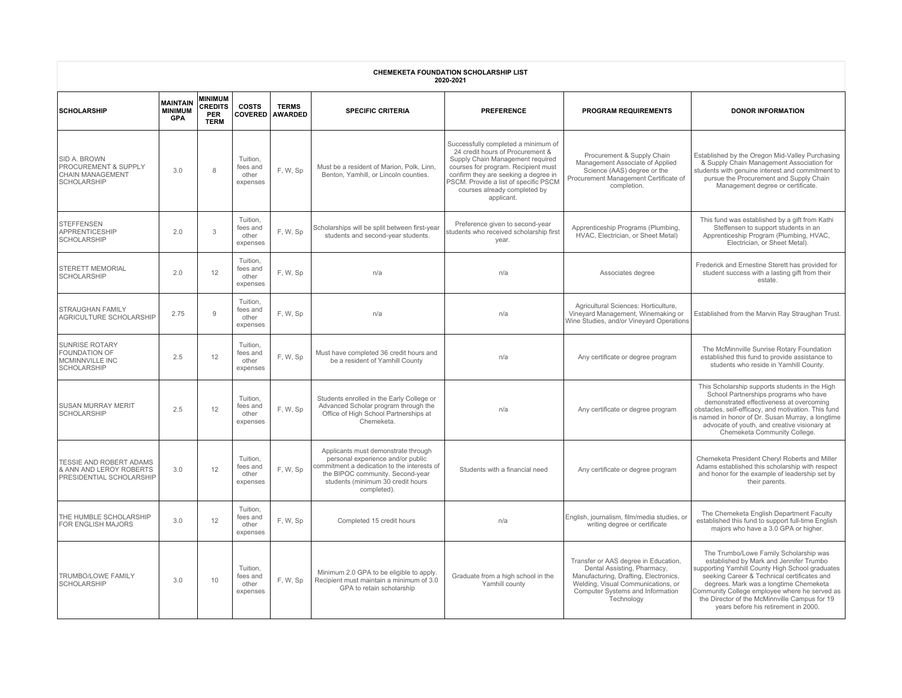**CHEMEKETA FOUNDATION SCHOLARSHIP LIST**
**2020-2021**

| SCHOLARSHIP | MAINTAIN MINIMUM GPA | MINIMUM CREDITS PER TERM | COSTS COVERED | TERMS AWARDED | SPECIFIC CRITERIA | PREFERENCE | PROGRAM REQUIREMENTS | DONOR INFORMATION |
|---|---|---|---|---|---|---|---|---|
| SID A. BROWN PROCUREMENT & SUPPLY CHAIN MANAGEMENT SCHOLARSHIP | 3.0 | 8 | Tuition, fees and other expenses | F, W, Sp | Must be a resident of Marion, Polk, Linn, Benton, Yamhill, or Lincoln counties. | Successfully completed a minimum of 24 credit hours of Procurement & Supply Chain Management required courses for program. Recipient must confirm they are seeking a degree in PSCM. Provide a list of specific PSCM courses already completed by applicant. | Procurement & Supply Chain Management Associate of Applied Science (AAS) degree or the Procurement Management Certificate of completion. | Established by the Oregon Mid-Valley Purchasing & Supply Chain Management Association for students with genuine interest and commitment to pursue the Procurement and Supply Chain Management degree or certificate. |
| STEFFENSEN APPRENTICESHIP SCHOLARSHIP | 2.0 | 3 | Tuition, fees and other expenses | F, W, Sp | Scholarships will be split between first-year students and second-year students. | Preference given to second-year students who received scholarship first year. | Apprenticeship Programs (Plumbing, HVAC, Electrician, or Sheet Metal) | This fund was established by a gift from Kathi Steffensen to support students in an Apprenticeship Program (Plumbing, HVAC, Electrician, or Sheet Metal). |
| STERETT MEMORIAL SCHOLARSHIP | 2.0 | 12 | Tuition, fees and other expenses | F, W, Sp | n/a | n/a | Associates degree | Frederick and Ernestine Sterett has provided for student success with a lasting gift from their estate. |
| STRAUGHAN FAMILY AGRICULTURE SCHOLARSHIP | 2.75 | 9 | Tuition, fees and other expenses | F, W, Sp | n/a | n/a | Agricultural Sciences: Horticulture, Vineyard Management, Winemaking or Wine Studies, and/or Vineyard Operations | Established from the Marvin Ray Straughan Trust. |
| SUNRISE ROTARY FOUNDATION OF MCMINNVILLE INC SCHOLARSHIP | 2.5 | 12 | Tuition, fees and other expenses | F, W, Sp | Must have completed 36 credit hours and be a resident of Yamhill County | n/a | Any certificate or degree program | The McMinnville Sunrise Rotary Foundation established this fund to provide assistance to students who reside in Yamhill County. |
| SUSAN MURRAY MERIT SCHOLARSHIP | 2.5 | 12 | Tuition, fees and other expenses | F, W, Sp | Students enrolled in the Early College or Advanced Scholar program through the Office of High School Partnerships at Chemeketa. | n/a | Any certificate or degree program | This Scholarship supports students in the High School Partnerships programs who have demonstrated effectiveness at overcoming obstacles, self-efficacy, and motivation. This fund is named in honor of Dr. Susan Murray, a longtime advocate of youth, and creative visionary at Chemeketa Community College. |
| TESSIE AND ROBERT ADAMS & ANN AND LEROY ROBERTS PRESIDENTIAL SCHOLARSHIP | 3.0 | 12 | Tuition, fees and other expenses | F, W, Sp | Applicants must demonstrate through personal experience and/or public commitment a dedication to the interests of the BIPOC community. Second-year students (minimum 30 credit hours completed). | Students with a financial need | Any certificate or degree program | Chemeketa President Cheryl Roberts and Miller Adams established this scholarship with respect and honor for the example of leadership set by their parents. |
| THE HUMBLE SCHOLARSHIP FOR ENGLISH MAJORS | 3.0 | 12 | Tuition, fees and other expenses | F, W, Sp | Completed 15 credit hours | n/a | English, journalism, film/media studies, or writing degree or certificate | The Chemeketa English Department Faculty established this fund to support full-time English majors who have a 3.0 GPA or higher. |
| TRUMBO/LOWE FAMILY SCHOLARSHIP | 3.0 | 10 | Tuition, fees and other expenses | F, W, Sp | Minimum 2.0 GPA to be eligible to apply. Recipient must maintain a minimum of 3.0 GPA to retain scholarship | Graduate from a high school in the Yamhill county | Transfer or AAS degree in Education, Dental Assisting, Pharmacy, Manufacturing, Drafting, Electronics, Welding, Visual Communications, or Computer Systems and Information Technology | The Trumbo/Lowe Family Scholarship was established by Mark and Jennifer Trumbo supporting Yamhill County High School graduates seeking Career & Technical certificates and degrees. Mark was a longtime Chemeketa Community College employee where he served as the Director of the McMinnville Campus for 19 years before his retirement in 2000. |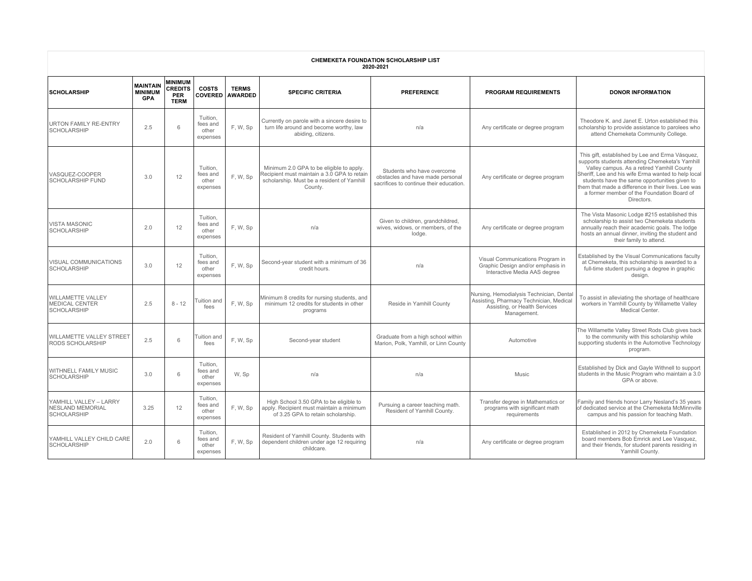**CHEMEKETA FOUNDATION SCHOLARSHIP LIST**
**2020-2021**

| SCHOLARSHIP | MAINTAIN MINIMUM GPA | MINIMUM CREDITS PER TERM | COSTS COVERED | TERMS AWARDED | SPECIFIC CRITERIA | PREFERENCE | PROGRAM REQUIREMENTS | DONOR INFORMATION |
|---|---|---|---|---|---|---|---|---|
| URTON FAMILY RE-ENTRY SCHOLARSHIP | 2.5 | 6 | Tuition, fees and other expenses | F, W, Sp | Currently on parole with a sincere desire to turn life around and become worthy, law abiding, citizens. | n/a | Any certificate or degree program | Theodore K. and Janet E. Urton established this scholarship to provide assistance to parolees who attend Chemeketa Community College. |
| VASQUEZ-COOPER SCHOLARSHIP FUND | 3.0 | 12 | Tuition, fees and other expenses | F, W, Sp | Minimum 2.0 GPA to be eligible to apply. Recipient must maintain a 3.0 GPA to retain scholarship. Must be a resident of Yamhill County. | Students who have overcome obstacles and have made personal sacrifices to continue their education. | Any certificate or degree program | This gift, established by Lee and Erma Vásquez, supports students attending Chemeketa's Yamhill Valley campus. As a retired Yamhill County Sheriff, Lee and his wife Erma wanted to help local students have the same opportunities given to them that made a difference in their lives. Lee was a former member of the Foundation Board of Directors. |
| VISTA MASONIC SCHOLARSHIP | 2.0 | 12 | Tuition, fees and other expenses | F, W, Sp | n/a | Given to children, grandchildred, wives, widows, or members, of the lodge. | Any certificate or degree program | The Vista Masonic Lodge #215 established this scholarship to assist two Chemeketa students annually reach their academic goals. The lodge hosts an annual dinner, inviting the student and their family to attend. |
| VISUAL COMMUNICATIONS SCHOLARSHIP | 3.0 | 12 | Tuition, fees and other expenses | F, W, Sp | Second-year student with a minimum of 36 credit hours. | n/a | Visual Communications Program in Graphic Design and/or emphasis in Interactive Media AAS degree | Established by the Visual Communications faculty at Chemeketa, this scholarship is awarded to a full-time student pursuing a degree in graphic design. |
| WILLAMETTE VALLEY MEDICAL CENTER SCHOLARSHIP | 2.5 | 8 - 12 | Tuition and fees | F, W, Sp | Minimum 8 credits for nursing students, and minimum 12 credits for students in other programs | Reside in Yamhill County | Nursing, Hemodialysis Technician, Dental Assisting, Pharmacy Technician, Medical Assisting, or Health Services Management. | To assist in alleviating the shortage of healthcare workers in Yamhill County by Willamette Valley Medical Center. |
| WILLAMETTE VALLEY STREET RODS SCHOLARSHIP | 2.5 | 6 | Tuition and fees | F, W, Sp | Second-year student | Graduate from a high school within Marion, Polk, Yamhill, or Linn County | Automotive | The Willamette Valley Street Rods Club gives back to the community with this scholarship while supporting students in the Automotive Technology program. |
| WITHNELL FAMILY MUSIC SCHOLARSHIP | 3.0 | 6 | Tuition, fees and other expenses | W, Sp | n/a | n/a | Music | Established by Dick and Gayle Withnell to support students in the Music Program who maintain a 3.0 GPA or above. |
| YAMHILL VALLEY – LARRY NESLAND MEMORIAL SCHOLARSHIP | 3.25 | 12 | Tuition, fees and other expenses | F, W, Sp | High School 3.50 GPA to be eligible to apply. Recipient must maintain a minimum of 3.25 GPA to retain scholarship. | Pursuing a career teaching math. Resident of Yamhill County. | Transfer degree in Mathematics or programs with significant math requirements | Family and friends honor Larry Nesland's 35 years of dedicated service at the Chemeketa McMinnville campus and his passion for teaching Math. |
| YAMHILL VALLEY CHILD CARE SCHOLARSHIP | 2.0 | 6 | Tuition, fees and other expenses | F, W, Sp | Resident of Yamhill County. Students with dependent children under age 12 requiring childcare. | n/a | Any certificate or degree program | Established in 2012 by Chemeketa Foundation board members Bob Emrick and Lee Vasquez, and their friends, for student parents residing in Yamhill County. |